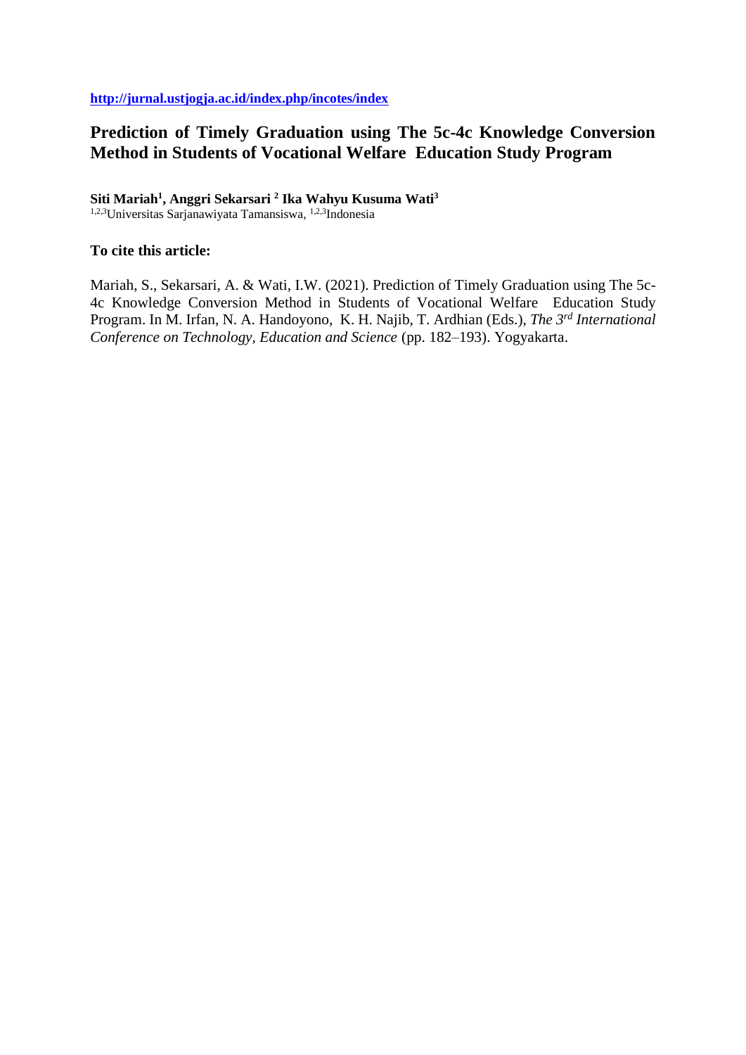**http://jurnal.ustjogja.ac.id/index.php/incotes/index**

# Prediction of Timely Graduation using The 5c-4c Knowledge Conversion Method in Students of Vocational Welfare Education Study Program

**Siti Mariah[1], Anggri Sekarsari [2] Ika Wahyu Kusuma Wati[3]**

[1,2,3]Universitas Sarjanawiyata Tamansiswa, [1,2,3]Indonesia

**To cite this article:**

Mariah, S., Sekarsari, A. & Wati, I.W. (2021). Prediction of Timely Graduation using The 5c-4c Knowledge Conversion Method in Students of Vocational Welfare Education Study Program. In M. Irfan, N. A. Handoyono, K. H. Najib, T. Ardhian (Eds.), *The 3rd International Conference on Technology, Education and Science* (pp. 182–193). Yogyakarta.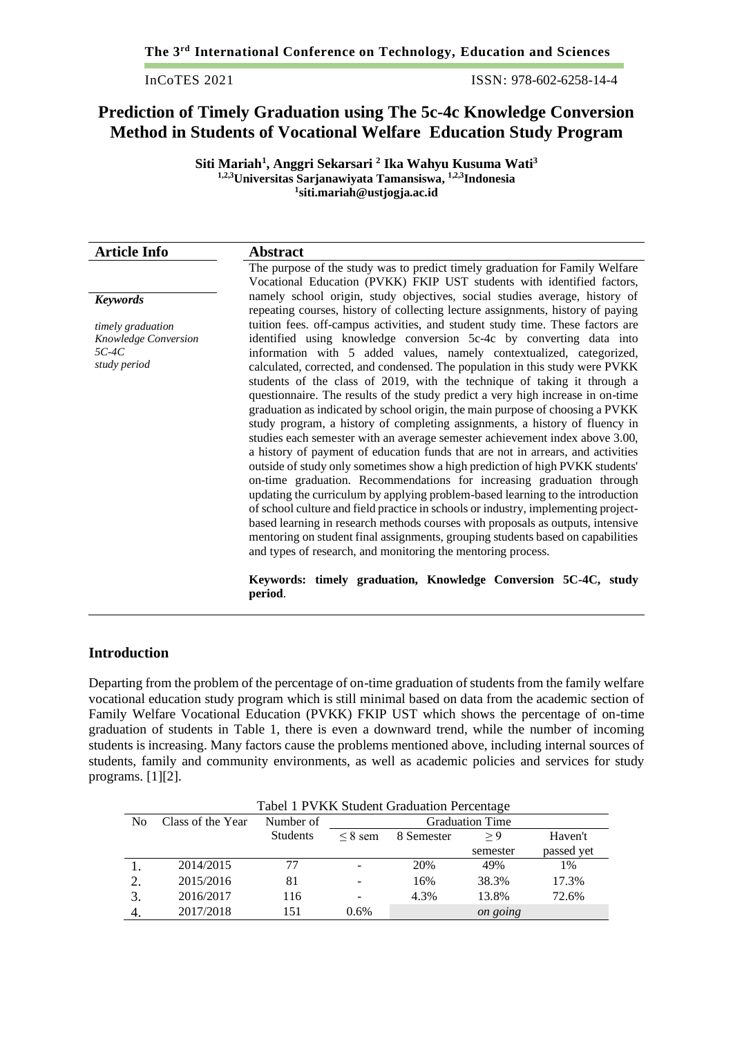# Prediction of Timely Graduation using The 5c-4c Knowledge Conversion Method in Students of Vocational Welfare Education Study Program

**Siti Mariah[1], Anggri Sekarsari [2] Ika Wahyu Kusuma Wati[3]**
**[1,2,3]Universitas Sarjanawiyata Tamansiswa, [1,2,3]Indonesia**
**[1]siti.mariah@ustjogja.ac.id**

## Article Info

### *Keywords*

*timely graduation*
*Knowledge Conversion*
*5C-4C*
*study period*

## Abstract

The purpose of the study was to predict timely graduation for Family Welfare Vocational Education (PVKK) FKIP UST students with identified factors, namely school origin, study objectives, social studies average, history of repeating courses, history of collecting lecture assignments, history of paying tuition fees. off-campus activities, and student study time. These factors are identified using knowledge conversion 5c-4c by converting data into information with 5 added values, namely contextualized, categorized, calculated, corrected, and condensed. The population in this study were PVKK students of the class of 2019, with the technique of taking it through a questionnaire. The results of the study predict a very high increase in on-time graduation as indicated by school origin, the main purpose of choosing a PVKK study program, a history of completing assignments, a history of fluency in studies each semester with an average semester achievement index above 3.00, a history of payment of education funds that are not in arrears, and activities outside of study only sometimes show a high prediction of high PVKK students' on-time graduation. Recommendations for increasing graduation through updating the curriculum by applying problem-based learning to the introduction of school culture and field practice in schools or industry, implementing project-based learning in research methods courses with proposals as outputs, intensive mentoring on student final assignments, grouping students based on capabilities and types of research, and monitoring the mentoring process.

**Keywords: timely graduation, Knowledge Conversion 5C-4C, study period**.

## Introduction

Departing from the problem of the percentage of on-time graduation of students from the family welfare vocational education study program which is still minimal based on data from the academic section of Family Welfare Vocational Education (PVKK) FKIP UST which shows the percentage of on-time graduation of students in Table 1, there is even a downward trend, while the number of incoming students is increasing. Many factors cause the problems mentioned above, including internal sources of students, family and community environments, as well as academic policies and services for study programs. [1][2].

Tabel 1 PVKK Student Graduation Percentage

| No | Class of the Year | Number of Students | Graduation Time | | | |
|---|---|---|---|---|---|---|
| | | | ≤ 8 sem | 8 Semester | ≥ 9 semester | Haven't passed yet |
| 1. | 2014/2015 | 77 | - | 20% | 49% | 1% |
| 2. | 2015/2016 | 81 | - | 16% | 38.3% | 17.3% |
| 3. | 2016/2017 | 116 | - | 4.3% | 13.8% | 72.6% |
| 4. | 2017/2018 | 151 | 0.6% | *on going* | | |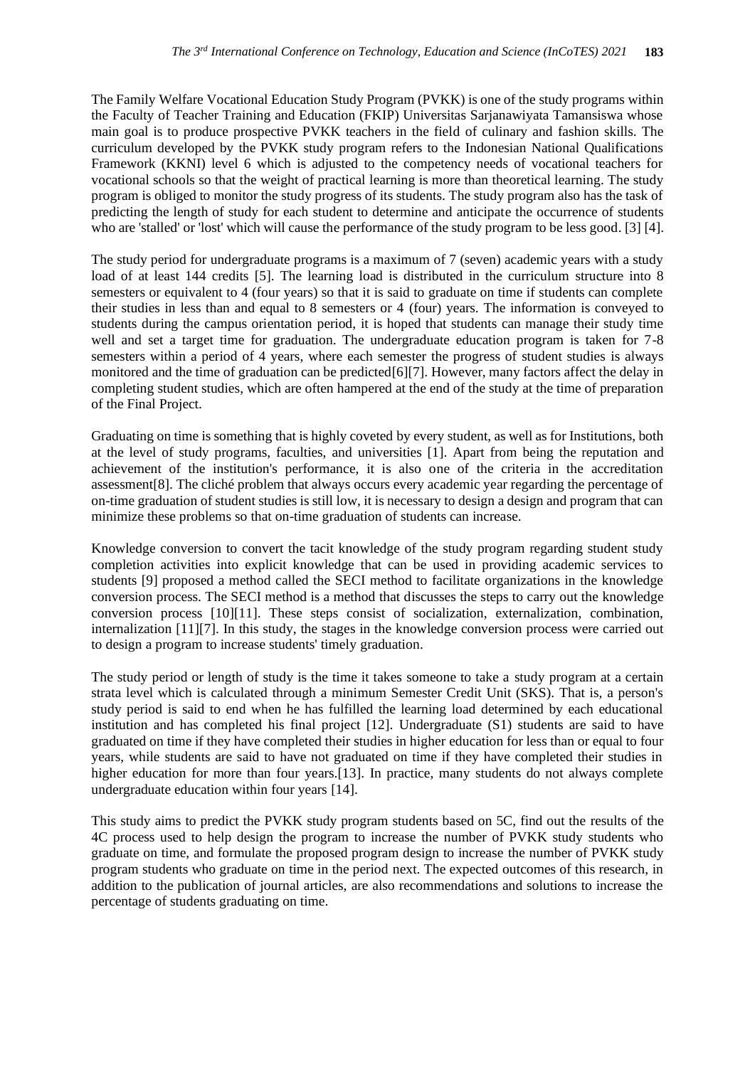The Family Welfare Vocational Education Study Program (PVKK) is one of the study programs within the Faculty of Teacher Training and Education (FKIP) Universitas Sarjanawiyata Tamansiswa whose main goal is to produce prospective PVKK teachers in the field of culinary and fashion skills. The curriculum developed by the PVKK study program refers to the Indonesian National Qualifications Framework (KKNI) level 6 which is adjusted to the competency needs of vocational teachers for vocational schools so that the weight of practical learning is more than theoretical learning. The study program is obliged to monitor the study progress of its students. The study program also has the task of predicting the length of study for each student to determine and anticipate the occurrence of students who are 'stalled' or 'lost' which will cause the performance of the study program to be less good. [3] [4].

The study period for undergraduate programs is a maximum of 7 (seven) academic years with a study load of at least 144 credits [5]. The learning load is distributed in the curriculum structure into 8 semesters or equivalent to 4 (four years) so that it is said to graduate on time if students can complete their studies in less than and equal to 8 semesters or 4 (four) years. The information is conveyed to students during the campus orientation period, it is hoped that students can manage their study time well and set a target time for graduation. The undergraduate education program is taken for 7-8 semesters within a period of 4 years, where each semester the progress of student studies is always monitored and the time of graduation can be predicted[6][7]. However, many factors affect the delay in completing student studies, which are often hampered at the end of the study at the time of preparation of the Final Project.

Graduating on time is something that is highly coveted by every student, as well as for Institutions, both at the level of study programs, faculties, and universities [1]. Apart from being the reputation and achievement of the institution's performance, it is also one of the criteria in the accreditation assessment[8]. The cliché problem that always occurs every academic year regarding the percentage of on-time graduation of student studies is still low, it is necessary to design a design and program that can minimize these problems so that on-time graduation of students can increase.

Knowledge conversion to convert the tacit knowledge of the study program regarding student study completion activities into explicit knowledge that can be used in providing academic services to students [9] proposed a method called the SECI method to facilitate organizations in the knowledge conversion process. The SECI method is a method that discusses the steps to carry out the knowledge conversion process [10][11]. These steps consist of socialization, externalization, combination, internalization [11][7]. In this study, the stages in the knowledge conversion process were carried out to design a program to increase students' timely graduation.

The study period or length of study is the time it takes someone to take a study program at a certain strata level which is calculated through a minimum Semester Credit Unit (SKS). That is, a person's study period is said to end when he has fulfilled the learning load determined by each educational institution and has completed his final project [12]. Undergraduate (S1) students are said to have graduated on time if they have completed their studies in higher education for less than or equal to four years, while students are said to have not graduated on time if they have completed their studies in higher education for more than four years.[13]. In practice, many students do not always complete undergraduate education within four years [14].

This study aims to predict the PVKK study program students based on 5C, find out the results of the 4C process used to help design the program to increase the number of PVKK study students who graduate on time, and formulate the proposed program design to increase the number of PVKK study program students who graduate on time in the period next. The expected outcomes of this research, in addition to the publication of journal articles, are also recommendations and solutions to increase the percentage of students graduating on time.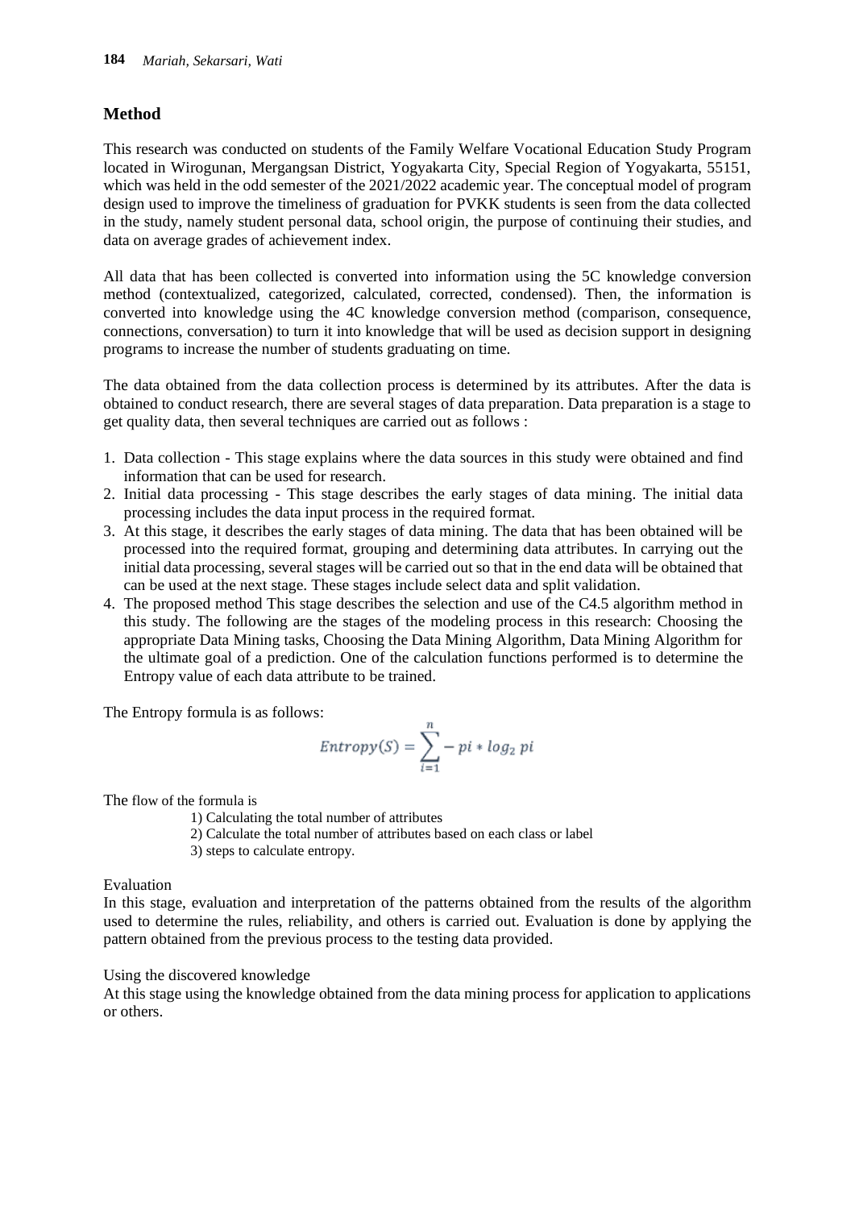## Method

This research was conducted on students of the Family Welfare Vocational Education Study Program located in Wirogunan, Mergangsan District, Yogyakarta City, Special Region of Yogyakarta, 55151, which was held in the odd semester of the 2021/2022 academic year. The conceptual model of program design used to improve the timeliness of graduation for PVKK students is seen from the data collected in the study, namely student personal data, school origin, the purpose of continuing their studies, and data on average grades of achievement index.

All data that has been collected is converted into information using the 5C knowledge conversion method (contextualized, categorized, calculated, corrected, condensed). Then, the information is converted into knowledge using the 4C knowledge conversion method (comparison, consequence, connections, conversation) to turn it into knowledge that will be used as decision support in designing programs to increase the number of students graduating on time.

The data obtained from the data collection process is determined by its attributes. After the data is obtained to conduct research, there are several stages of data preparation. Data preparation is a stage to get quality data, then several techniques are carried out as follows :

1. Data collection - This stage explains where the data sources in this study were obtained and find information that can be used for research.
2. Initial data processing - This stage describes the early stages of data mining. The initial data processing includes the data input process in the required format.
3. At this stage, it describes the early stages of data mining. The data that has been obtained will be processed into the required format, grouping and determining data attributes. In carrying out the initial data processing, several stages will be carried out so that in the end data will be obtained that can be used at the next stage. These stages include select data and split validation.
4. The proposed method This stage describes the selection and use of the C4.5 algorithm method in this study. The following are the stages of the modeling process in this research: Choosing the appropriate Data Mining tasks, Choosing the Data Mining Algorithm, Data Mining Algorithm for the ultimate goal of a prediction. One of the calculation functions performed is to determine the Entropy value of each data attribute to be trained.

The Entropy formula is as follows:

$$Entropy(S) = \sum_{i=1}^{n} - pi * log_2\, pi$$

The flow of the formula is

1) Calculating the total number of attributes
2) Calculate the total number of attributes based on each class or label
3) steps to calculate entropy.

Evaluation

In this stage, evaluation and interpretation of the patterns obtained from the results of the algorithm used to determine the rules, reliability, and others is carried out. Evaluation is done by applying the pattern obtained from the previous process to the testing data provided.

Using the discovered knowledge

At this stage using the knowledge obtained from the data mining process for application to applications or others.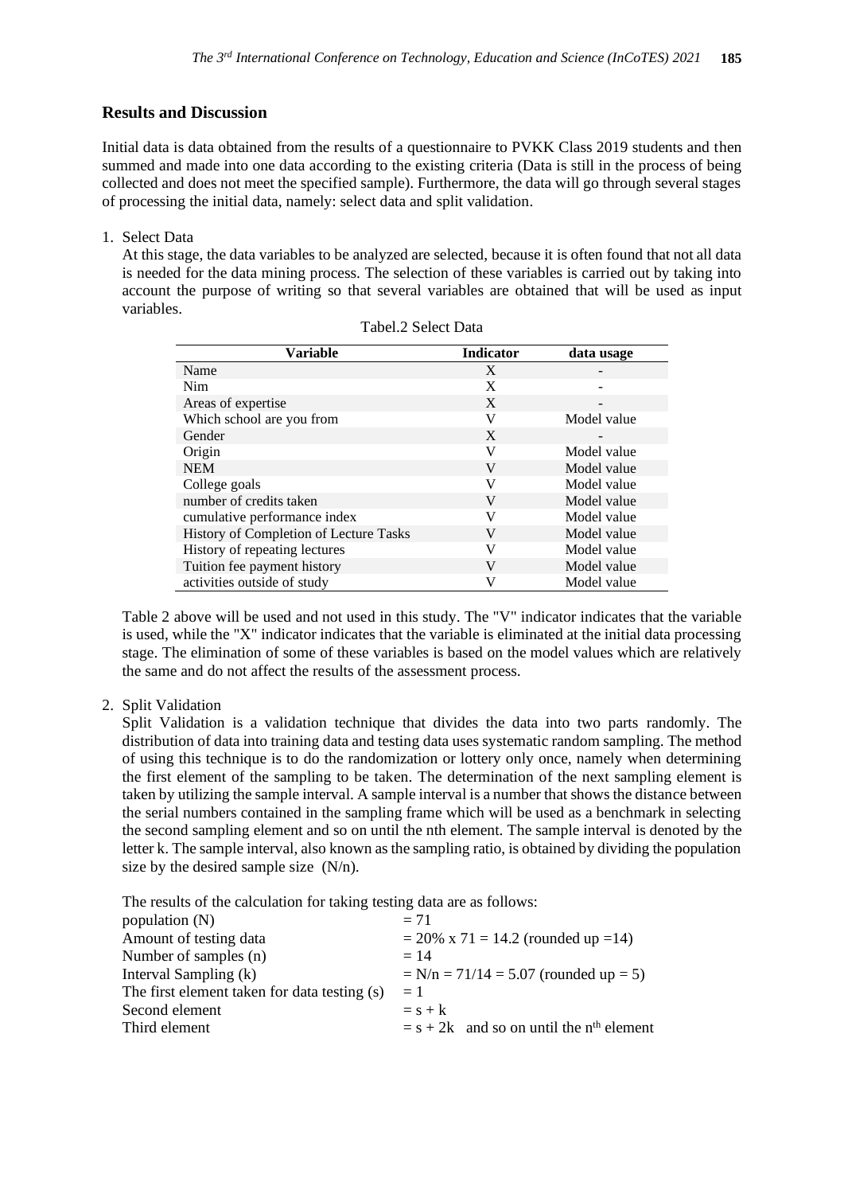## Results and Discussion

Initial data is data obtained from the results of a questionnaire to PVKK Class 2019 students and then summed and made into one data according to the existing criteria (Data is still in the process of being collected and does not meet the specified sample). Furthermore, the data will go through several stages of processing the initial data, namely: select data and split validation.

1. Select Data

   At this stage, the data variables to be analyzed are selected, because it is often found that not all data is needed for the data mining process. The selection of these variables is carried out by taking into account the purpose of writing so that several variables are obtained that will be used as input variables.

Tabel.2 Select Data

| Variable | Indicator | data usage |
|---|---|---|
| Name | X | - |
| Nim | X | - |
| Areas of expertise | X | - |
| Which school are you from | V | Model value |
| Gender | X | - |
| Origin | V | Model value |
| NEM | V | Model value |
| College goals | V | Model value |
| number of credits taken | V | Model value |
| cumulative performance index | V | Model value |
| History of Completion of Lecture Tasks | V | Model value |
| History of repeating lectures | V | Model value |
| Tuition fee payment history | V | Model value |
| activities outside of study | V | Model value |

   Table 2 above will be used and not used in this study. The "V" indicator indicates that the variable is used, while the "X" indicator indicates that the variable is eliminated at the initial data processing stage. The elimination of some of these variables is based on the model values which are relatively the same and do not affect the results of the assessment process.

2. Split Validation

   Split Validation is a validation technique that divides the data into two parts randomly. The distribution of data into training data and testing data uses systematic random sampling. The method of using this technique is to do the randomization or lottery only once, namely when determining the first element of the sampling to be taken. The determination of the next sampling element is taken by utilizing the sample interval. A sample interval is a number that shows the distance between the serial numbers contained in the sampling frame which will be used as a benchmark in selecting the second sampling element and so on until the nth element. The sample interval is denoted by the letter k. The sample interval, also known as the sampling ratio, is obtained by dividing the population size by the desired sample size (N/n).

   The results of the calculation for taking testing data are as follows:

   population (N) $= 71$
   Amount of testing data $= 20\% \times 71 = 14.2$ (rounded up $=14$)
   Number of samples (n) $= 14$
   Interval Sampling (k) $= N/n = 71/14 = 5.07$ (rounded up $= 5$)
   The first element taken for data testing (s) $= 1$
   Second element $= s + k$
   Third element $= s + 2k$ and so on until the $n^{th}$ element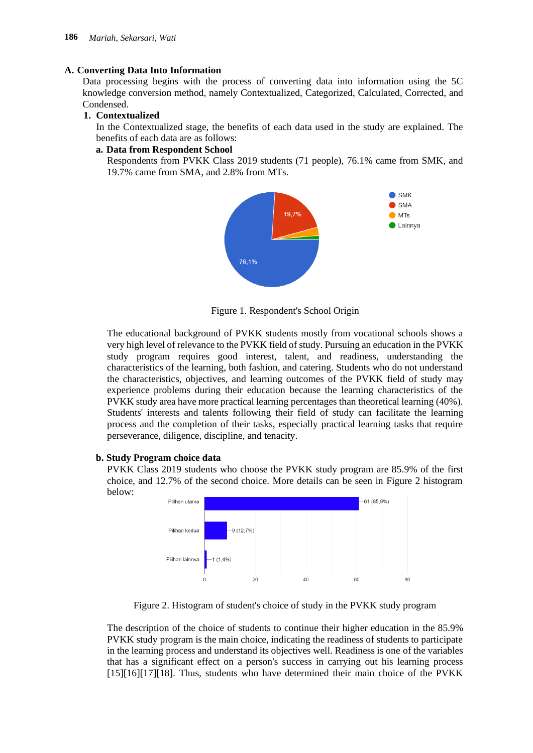## A. Converting Data Into Information

Data processing begins with the process of converting data into information using the 5C knowledge conversion method, namely Contextualized, Categorized, Calculated, Corrected, and Condensed.

### 1. Contextualized

In the Contextualized stage, the benefits of each data used in the study are explained. The benefits of each data are as follows:

#### a. Data from Respondent School

Respondents from PVKK Class 2019 students (71 people), 76.1% came from SMK, and 19.7% came from SMA, and 2.8% from MTs.

Figure 1. Respondent's School Origin

The educational background of PVKK students mostly from vocational schools shows a very high level of relevance to the PVKK field of study. Pursuing an education in the PVKK study program requires good interest, talent, and readiness, understanding the characteristics of the learning, both fashion, and catering. Students who do not understand the characteristics, objectives, and learning outcomes of the PVKK field of study may experience problems during their education because the learning characteristics of the PVKK study area have more practical learning percentages than theoretical learning (40%). Students' interests and talents following their field of study can facilitate the learning process and the completion of their tasks, especially practical learning tasks that require perseverance, diligence, discipline, and tenacity.

#### b. Study Program choice data

PVKK Class 2019 students who choose the PVKK study program are 85.9% of the first choice, and 12.7% of the second choice. More details can be seen in Figure 2 histogram below:

Figure 2. Histogram of student's choice of study in the PVKK study program

The description of the choice of students to continue their higher education in the 85.9% PVKK study program is the main choice, indicating the readiness of students to participate in the learning process and understand its objectives well. Readiness is one of the variables that has a significant effect on a person's success in carrying out his learning process [15][16][17][18]. Thus, students who have determined their main choice of the PVKK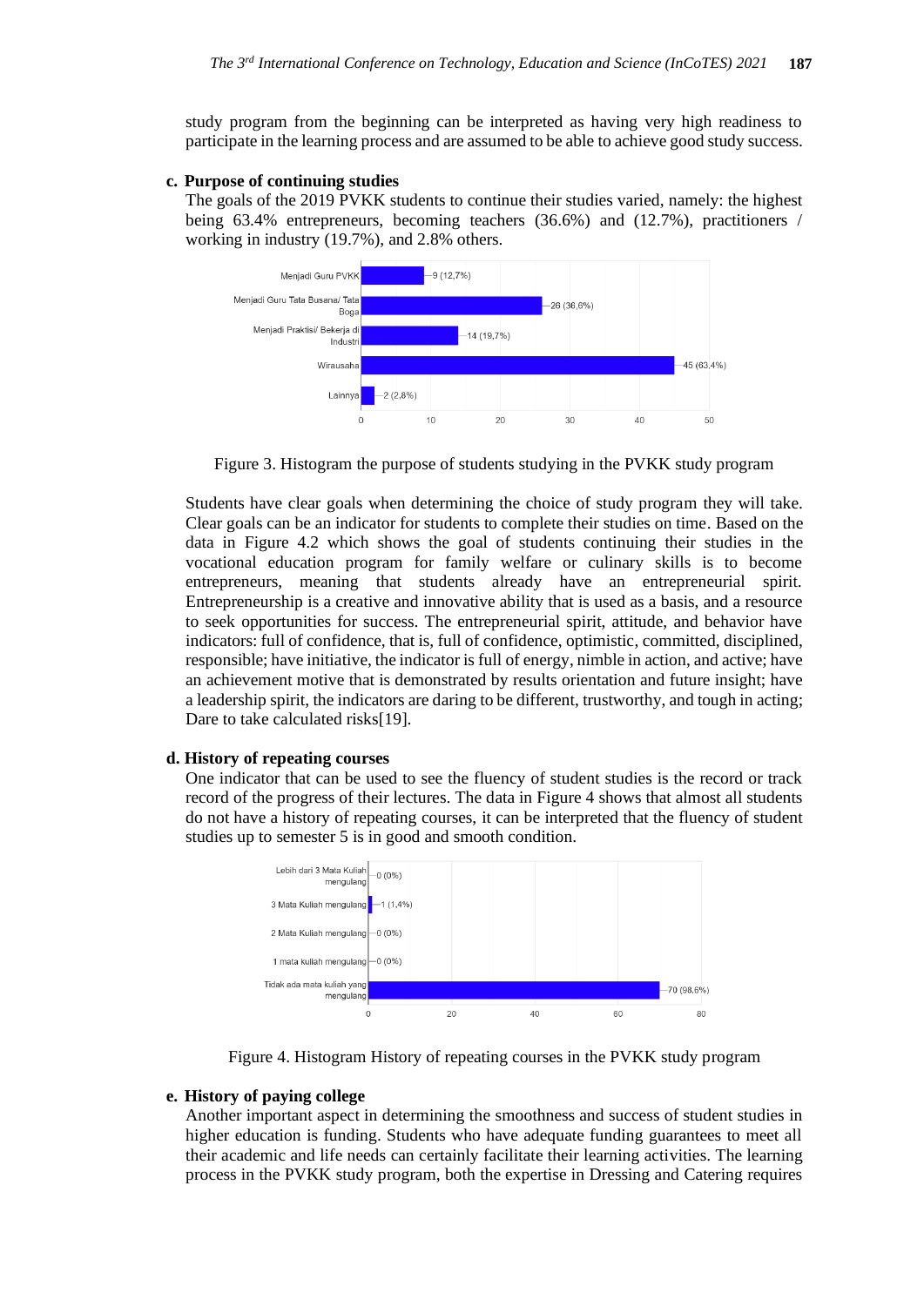study program from the beginning can be interpreted as having very high readiness to participate in the learning process and are assumed to be able to achieve good study success.

**c. Purpose of continuing studies**

The goals of the 2019 PVKK students to continue their studies varied, namely: the highest being 63.4% entrepreneurs, becoming teachers (36.6%) and (12.7%), practitioners / working in industry (19.7%), and 2.8% others.

Figure 3. Histogram the purpose of students studying in the PVKK study program

Students have clear goals when determining the choice of study program they will take. Clear goals can be an indicator for students to complete their studies on time. Based on the data in Figure 4.2 which shows the goal of students continuing their studies in the vocational education program for family welfare or culinary skills is to become entrepreneurs, meaning that students already have an entrepreneurial spirit. Entrepreneurship is a creative and innovative ability that is used as a basis, and a resource to seek opportunities for success. The entrepreneurial spirit, attitude, and behavior have indicators: full of confidence, that is, full of confidence, optimistic, committed, disciplined, responsible; have initiative, the indicator is full of energy, nimble in action, and active; have an achievement motive that is demonstrated by results orientation and future insight; have a leadership spirit, the indicators are daring to be different, trustworthy, and tough in acting; Dare to take calculated risks[19].

**d. History of repeating courses**

One indicator that can be used to see the fluency of student studies is the record or track record of the progress of their lectures. The data in Figure 4 shows that almost all students do not have a history of repeating courses, it can be interpreted that the fluency of student studies up to semester 5 is in good and smooth condition.

Figure 4. Histogram History of repeating courses in the PVKK study program

**e. History of paying college**

Another important aspect in determining the smoothness and success of student studies in higher education is funding. Students who have adequate funding guarantees to meet all their academic and life needs can certainly facilitate their learning activities. The learning process in the PVKK study program, both the expertise in Dressing and Catering requires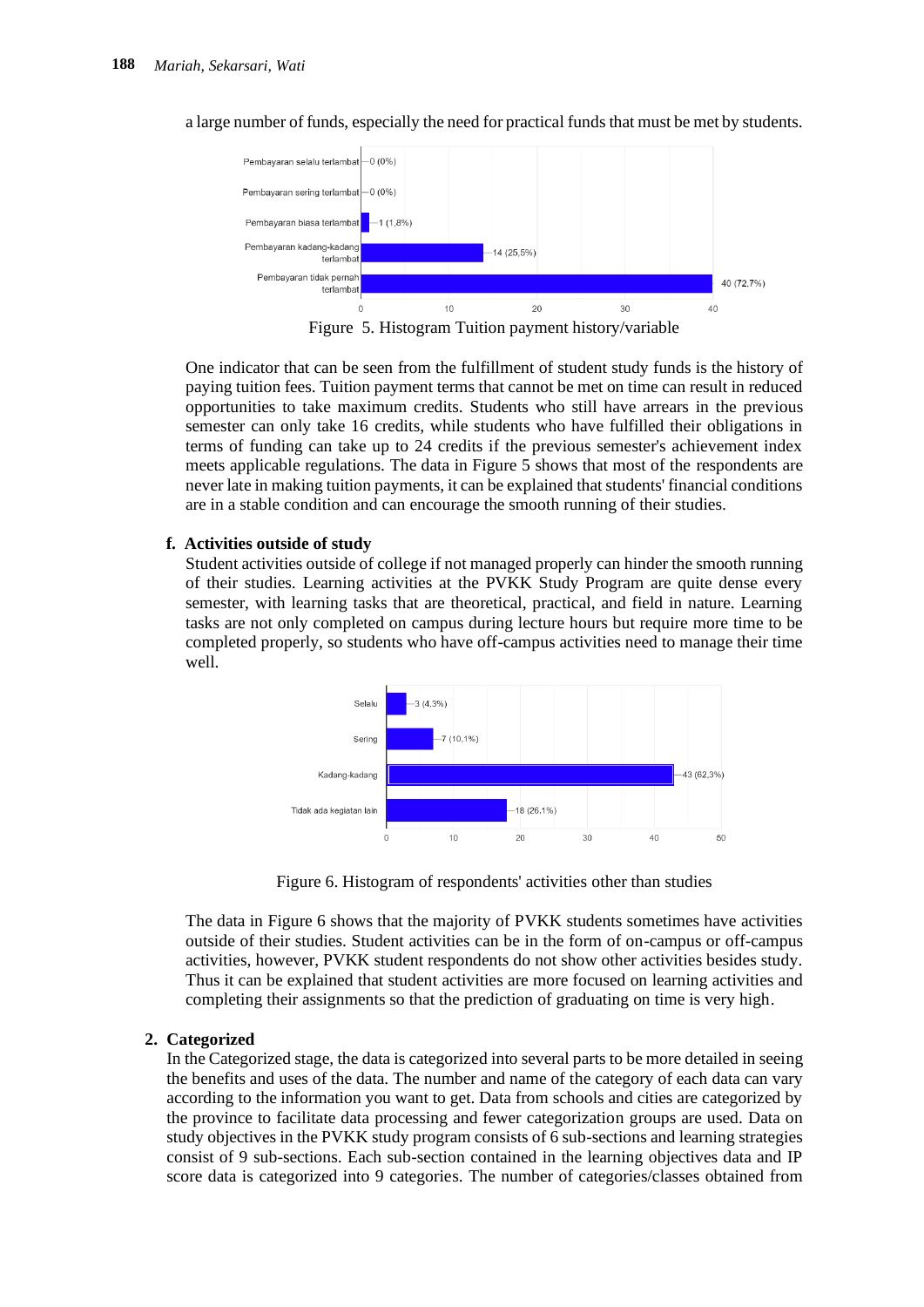a large number of funds, especially the need for practical funds that must be met by students.

Figure 5. Histogram Tuition payment history/variable

One indicator that can be seen from the fulfillment of student study funds is the history of paying tuition fees. Tuition payment terms that cannot be met on time can result in reduced opportunities to take maximum credits. Students who still have arrears in the previous semester can only take 16 credits, while students who have fulfilled their obligations in terms of funding can take up to 24 credits if the previous semester's achievement index meets applicable regulations. The data in Figure 5 shows that most of the respondents are never late in making tuition payments, it can be explained that students' financial conditions are in a stable condition and can encourage the smooth running of their studies.

**f. Activities outside of study**

Student activities outside of college if not managed properly can hinder the smooth running of their studies. Learning activities at the PVKK Study Program are quite dense every semester, with learning tasks that are theoretical, practical, and field in nature. Learning tasks are not only completed on campus during lecture hours but require more time to be completed properly, so students who have off-campus activities need to manage their time well.

Figure 6. Histogram of respondents' activities other than studies

The data in Figure 6 shows that the majority of PVKK students sometimes have activities outside of their studies. Student activities can be in the form of on-campus or off-campus activities, however, PVKK student respondents do not show other activities besides study. Thus it can be explained that student activities are more focused on learning activities and completing their assignments so that the prediction of graduating on time is very high.

**2. Categorized**

In the Categorized stage, the data is categorized into several parts to be more detailed in seeing the benefits and uses of the data. The number and name of the category of each data can vary according to the information you want to get. Data from schools and cities are categorized by the province to facilitate data processing and fewer categorization groups are used. Data on study objectives in the PVKK study program consists of 6 sub-sections and learning strategies consist of 9 sub-sections. Each sub-section contained in the learning objectives data and IP score data is categorized into 9 categories. The number of categories/classes obtained from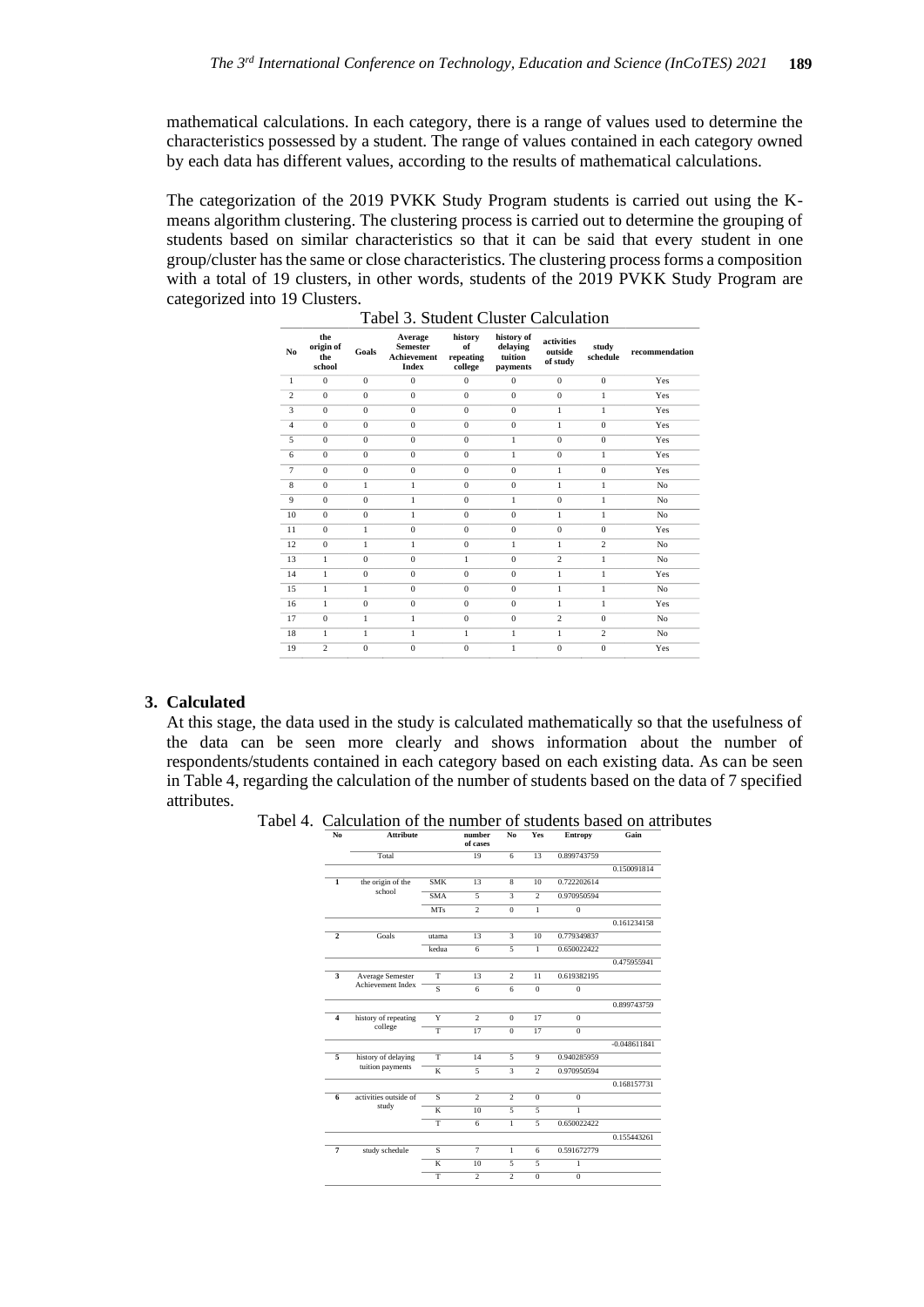mathematical calculations. In each category, there is a range of values used to determine the characteristics possessed by a student. The range of values contained in each category owned by each data has different values, according to the results of mathematical calculations.

The categorization of the 2019 PVKK Study Program students is carried out using the K-means algorithm clustering. The clustering process is carried out to determine the grouping of students based on similar characteristics so that it can be said that every student in one group/cluster has the same or close characteristics. The clustering process forms a composition with a total of 19 clusters, in other words, students of the 2019 PVKK Study Program are categorized into 19 Clusters.

Tabel 3. Student Cluster Calculation

| No | the origin of the school | Goals | Average Semester Achievement Index | history of repeating college | history of delaying tuition payments | activities outside of study | study schedule | recommendation |
|---|---|---|---|---|---|---|---|---|
| 1 | 0 | 0 | 0 | 0 | 0 | 0 | 0 | Yes |
| 2 | 0 | 0 | 0 | 0 | 0 | 0 | 1 | Yes |
| 3 | 0 | 0 | 0 | 0 | 0 | 1 | 1 | Yes |
| 4 | 0 | 0 | 0 | 0 | 0 | 1 | 0 | Yes |
| 5 | 0 | 0 | 0 | 0 | 1 | 0 | 0 | Yes |
| 6 | 0 | 0 | 0 | 0 | 1 | 0 | 1 | Yes |
| 7 | 0 | 0 | 0 | 0 | 0 | 1 | 0 | Yes |
| 8 | 0 | 1 | 1 | 0 | 0 | 1 | 1 | No |
| 9 | 0 | 0 | 1 | 0 | 1 | 0 | 1 | No |
| 10 | 0 | 0 | 1 | 0 | 0 | 1 | 1 | No |
| 11 | 0 | 1 | 0 | 0 | 0 | 0 | 0 | Yes |
| 12 | 0 | 1 | 1 | 0 | 1 | 1 | 2 | No |
| 13 | 1 | 0 | 0 | 1 | 0 | 2 | 1 | No |
| 14 | 1 | 0 | 0 | 0 | 0 | 1 | 1 | Yes |
| 15 | 1 | 1 | 0 | 0 | 0 | 1 | 1 | No |
| 16 | 1 | 0 | 0 | 0 | 0 | 1 | 1 | Yes |
| 17 | 0 | 1 | 1 | 0 | 0 | 2 | 0 | No |
| 18 | 1 | 1 | 1 | 1 | 1 | 1 | 2 | No |
| 19 | 2 | 0 | 0 | 0 | 1 | 0 | 0 | Yes |

**3. Calculated**

At this stage, the data used in the study is calculated mathematically so that the usefulness of the data can be seen more clearly and shows information about the number of respondents/students contained in each category based on each existing data. As can be seen in Table 4, regarding the calculation of the number of students based on the data of 7 specified attributes.

Tabel 4. Calculation of the number of students based on attributes

| No | Attribute | | number of cases | No | Yes | Entropy | Gain |
|---|---|---|---|---|---|---|---|
| | Total | | 19 | 6 | 13 | 0.899743759 | |
| | | | | | | | 0.150091814 |
| 1 | the origin of the school | SMK | 13 | 8 | 10 | 0.722202614 | |
| | | SMA | 5 | 3 | 2 | 0.970950594 | |
| | | MTs | 2 | 0 | 1 | 0 | |
| | | | | | | | 0.161234158 |
| 2 | Goals | utama | 13 | 3 | 10 | 0.779349837 | |
| | | kedua | 6 | 5 | 1 | 0.650022422 | |
| | | | | | | | 0.475955941 |
| 3 | Average Semester Achievement Index | T | 13 | 2 | 11 | 0.619382195 | |
| | | S | 6 | 6 | 0 | 0 | |
| | | | | | | | 0.899743759 |
| 4 | history of repeating college | Y | 2 | 0 | 17 | 0 | |
| | | T | 17 | 0 | 17 | 0 | |
| | | | | | | | -0.048611841 |
| 5 | history of delaying tuition payments | T | 14 | 5 | 9 | 0.940285959 | |
| | | K | 5 | 3 | 2 | 0.970950594 | |
| | | | | | | | 0.168157731 |
| 6 | activities outside of study | S | 2 | 2 | 0 | 0 | |
| | | K | 10 | 5 | 5 | 1 | |
| | | T | 6 | 1 | 5 | 0.650022422 | |
| | | | | | | | 0.155443261 |
| 7 | study schedule | S | 7 | 1 | 6 | 0.591672779 | |
| | | K | 10 | 5 | 5 | 1 | |
| | | T | 2 | 2 | 0 | 0 | |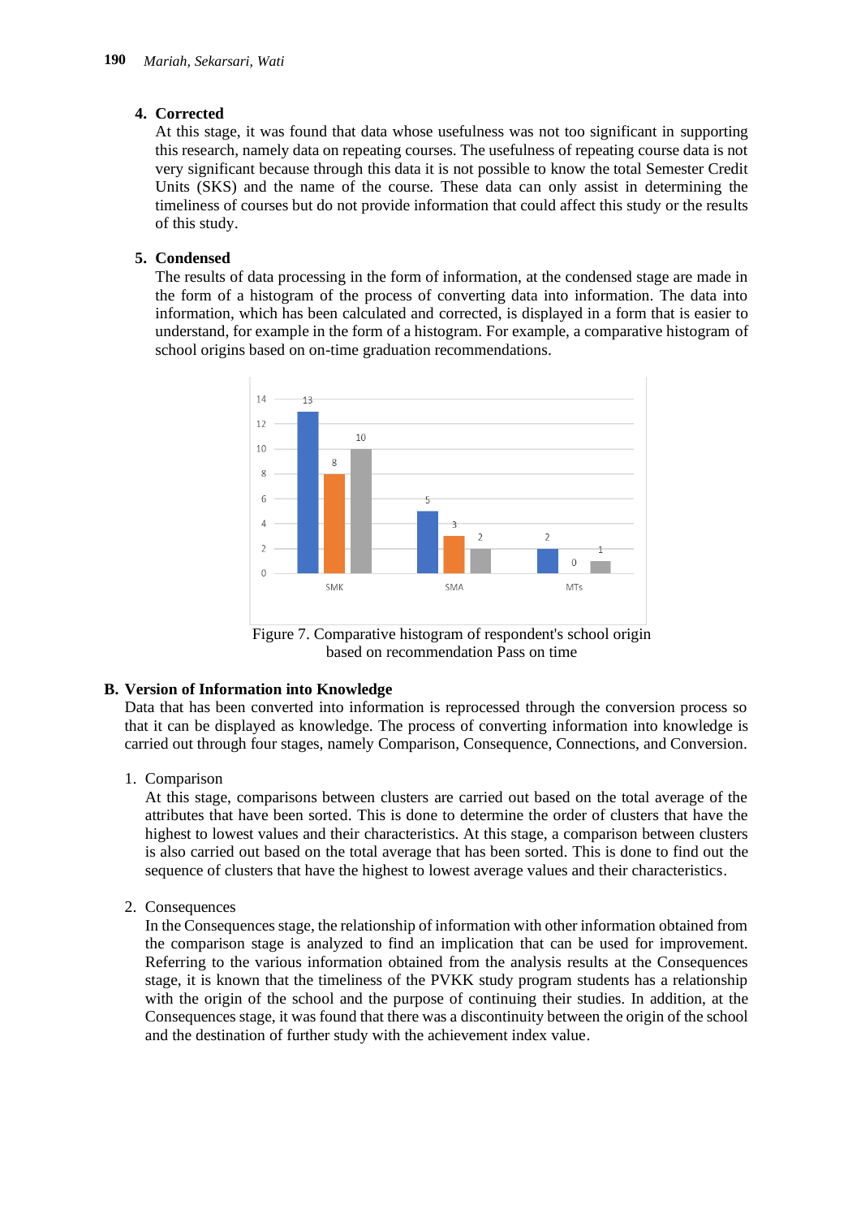4. **Corrected**

   At this stage, it was found that data whose usefulness was not too significant in supporting this research, namely data on repeating courses. The usefulness of repeating course data is not very significant because through this data it is not possible to know the total Semester Credit Units (SKS) and the name of the course. These data can only assist in determining the timeliness of courses but do not provide information that could affect this study or the results of this study.

5. **Condensed**

   The results of data processing in the form of information, at the condensed stage are made in the form of a histogram of the process of converting data into information. The data into information, which has been calculated and corrected, is displayed in a form that is easier to understand, for example in the form of a histogram. For example, a comparative histogram of school origins based on on-time graduation recommendations.

Figure 7. Comparative histogram of respondent's school origin based on recommendation Pass on time

## B. Version of Information into Knowledge

Data that has been converted into information is reprocessed through the conversion process so that it can be displayed as knowledge. The process of converting information into knowledge is carried out through four stages, namely Comparison, Consequence, Connections, and Conversion.

1. Comparison

   At this stage, comparisons between clusters are carried out based on the total average of the attributes that have been sorted. This is done to determine the order of clusters that have the highest to lowest values and their characteristics. At this stage, a comparison between clusters is also carried out based on the total average that has been sorted. This is done to find out the sequence of clusters that have the highest to lowest average values and their characteristics.

2. Consequences

   In the Consequences stage, the relationship of information with other information obtained from the comparison stage is analyzed to find an implication that can be used for improvement. Referring to the various information obtained from the analysis results at the Consequences stage, it is known that the timeliness of the PVKK study program students has a relationship with the origin of the school and the purpose of continuing their studies. In addition, at the Consequences stage, it was found that there was a discontinuity between the origin of the school and the destination of further study with the achievement index value.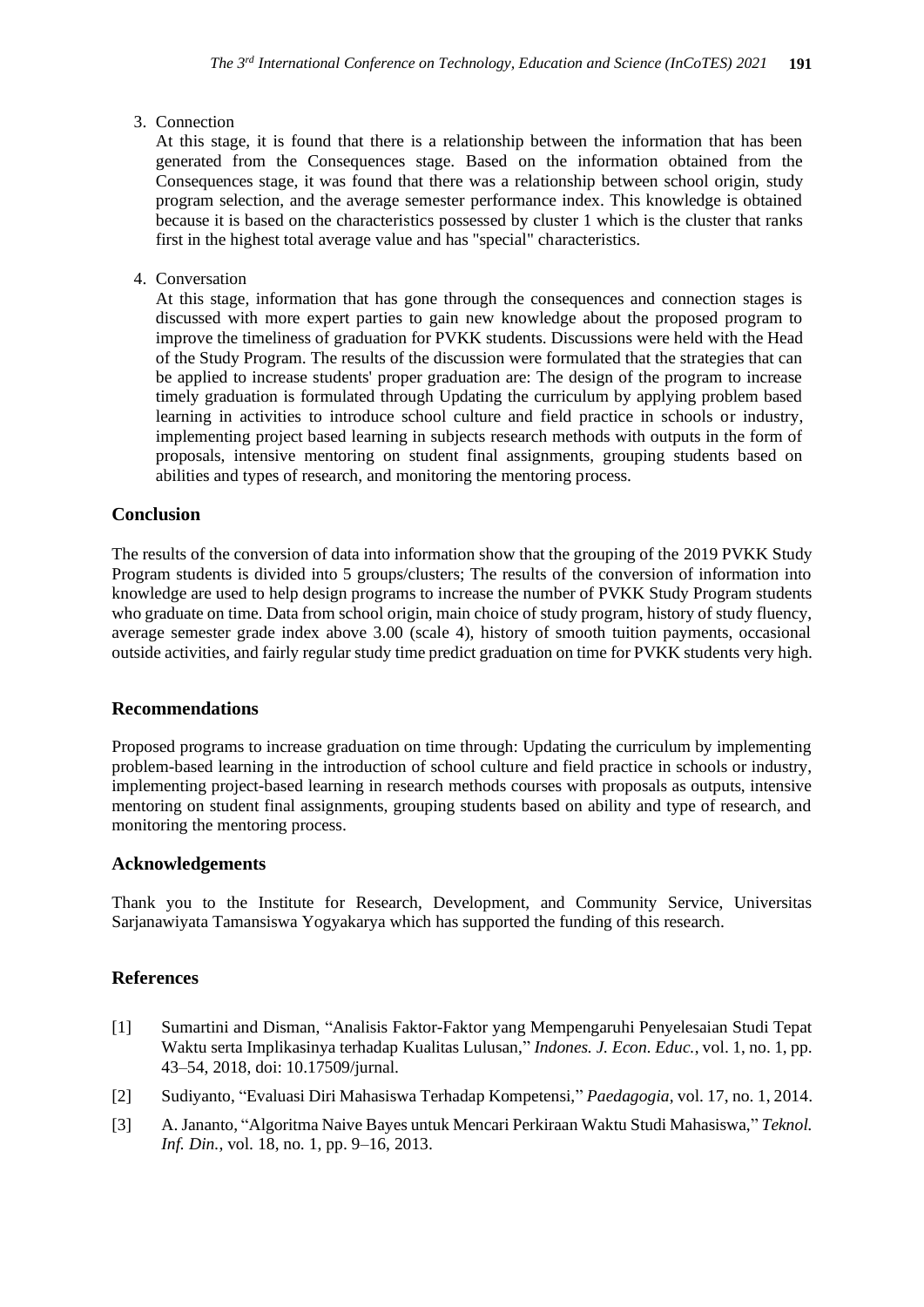3. Connection

   At this stage, it is found that there is a relationship between the information that has been generated from the Consequences stage. Based on the information obtained from the Consequences stage, it was found that there was a relationship between school origin, study program selection, and the average semester performance index. This knowledge is obtained because it is based on the characteristics possessed by cluster 1 which is the cluster that ranks first in the highest total average value and has "special" characteristics.

4. Conversation

   At this stage, information that has gone through the consequences and connection stages is discussed with more expert parties to gain new knowledge about the proposed program to improve the timeliness of graduation for PVKK students. Discussions were held with the Head of the Study Program. The results of the discussion were formulated that the strategies that can be applied to increase students' proper graduation are: The design of the program to increase timely graduation is formulated through Updating the curriculum by applying problem based learning in activities to introduce school culture and field practice in schools or industry, implementing project based learning in subjects research methods with outputs in the form of proposals, intensive mentoring on student final assignments, grouping students based on abilities and types of research, and monitoring the mentoring process.

## Conclusion

The results of the conversion of data into information show that the grouping of the 2019 PVKK Study Program students is divided into 5 groups/clusters; The results of the conversion of information into knowledge are used to help design programs to increase the number of PVKK Study Program students who graduate on time. Data from school origin, main choice of study program, history of study fluency, average semester grade index above 3.00 (scale 4), history of smooth tuition payments, occasional outside activities, and fairly regular study time predict graduation on time for PVKK students very high.

## Recommendations

Proposed programs to increase graduation on time through: Updating the curriculum by implementing problem-based learning in the introduction of school culture and field practice in schools or industry, implementing project-based learning in research methods courses with proposals as outputs, intensive mentoring on student final assignments, grouping students based on ability and type of research, and monitoring the mentoring process.

## Acknowledgements

Thank you to the Institute for Research, Development, and Community Service, Universitas Sarjanawiyata Tamansiswa Yogyakarya which has supported the funding of this research.

## References

[1] Sumartini and Disman, "Analisis Faktor-Faktor yang Mempengaruhi Penyelesaian Studi Tepat Waktu serta Implikasinya terhadap Kualitas Lulusan," *Indones. J. Econ. Educ.*, vol. 1, no. 1, pp. 43–54, 2018, doi: 10.17509/jurnal.

[2] Sudiyanto, "Evaluasi Diri Mahasiswa Terhadap Kompetensi," *Paedagogia*, vol. 17, no. 1, 2014.

[3] A. Jananto, "Algoritma Naive Bayes untuk Mencari Perkiraan Waktu Studi Mahasiswa," *Teknol. Inf. Din.*, vol. 18, no. 1, pp. 9–16, 2013.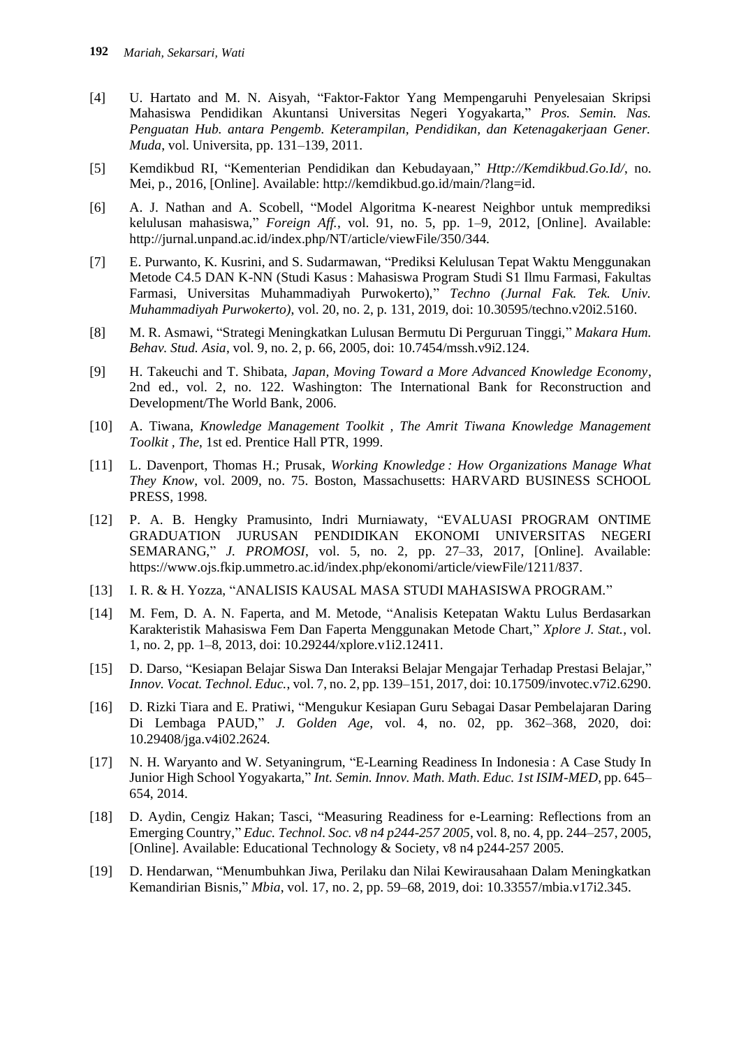[4] U. Hartato and M. N. Aisyah, "Faktor-Faktor Yang Mempengaruhi Penyelesaian Skripsi Mahasiswa Pendidikan Akuntansi Universitas Negeri Yogyakarta," *Pros. Semin. Nas. Penguatan Hub. antara Pengemb. Keterampilan, Pendidikan, dan Ketenagakerjaan Gener. Muda*, vol. Universita, pp. 131–139, 2011.

[5] Kemdikbud RI, "Kementerian Pendidikan dan Kebudayaan," *Http://Kemdikbud.Go.Id/*, no. Mei, p., 2016, [Online]. Available: http://kemdikbud.go.id/main/?lang=id.

[6] A. J. Nathan and A. Scobell, "Model Algoritma K-nearest Neighbor untuk memprediksi kelulusan mahasiswa," *Foreign Aff.*, vol. 91, no. 5, pp. 1–9, 2012, [Online]. Available: http://jurnal.unpand.ac.id/index.php/NT/article/viewFile/350/344.

[7] E. Purwanto, K. Kusrini, and S. Sudarmawan, "Prediksi Kelulusan Tepat Waktu Menggunakan Metode C4.5 DAN K-NN (Studi Kasus : Mahasiswa Program Studi S1 Ilmu Farmasi, Fakultas Farmasi, Universitas Muhammadiyah Purwokerto)," *Techno (Jurnal Fak. Tek. Univ. Muhammadiyah Purwokerto)*, vol. 20, no. 2, p. 131, 2019, doi: 10.30595/techno.v20i2.5160.

[8] M. R. Asmawi, "Strategi Meningkatkan Lulusan Bermutu Di Perguruan Tinggi," *Makara Hum. Behav. Stud. Asia*, vol. 9, no. 2, p. 66, 2005, doi: 10.7454/mssh.v9i2.124.

[9] H. Takeuchi and T. Shibata, *Japan, Moving Toward a More Advanced Knowledge Economy*, 2nd ed., vol. 2, no. 122. Washington: The International Bank for Reconstruction and Development/The World Bank, 2006.

[10] A. Tiwana, *Knowledge Management Toolkit , The Amrit Tiwana Knowledge Management Toolkit , The*, 1st ed. Prentice Hall PTR, 1999.

[11] L. Davenport, Thomas H.; Prusak, *Working Knowledge : How Organizations Manage What They Know*, vol. 2009, no. 75. Boston, Massachusetts: HARVARD BUSINESS SCHOOL PRESS, 1998.

[12] P. A. B. Hengky Pramusinto, Indri Murniawaty, "EVALUASI PROGRAM ONTIME GRADUATION JURUSAN PENDIDIKAN EKONOMI UNIVERSITAS NEGERI SEMARANG," *J. PROMOSI*, vol. 5, no. 2, pp. 27–33, 2017, [Online]. Available: https://www.ojs.fkip.ummetro.ac.id/index.php/ekonomi/article/viewFile/1211/837.

[13] I. R. & H. Yozza, "ANALISIS KAUSAL MASA STUDI MAHASISWA PROGRAM."

[14] M. Fem, D. A. N. Faperta, and M. Metode, "Analisis Ketepatan Waktu Lulus Berdasarkan Karakteristik Mahasiswa Fem Dan Faperta Menggunakan Metode Chart," *Xplore J. Stat.*, vol. 1, no. 2, pp. 1–8, 2013, doi: 10.29244/xplore.v1i2.12411.

[15] D. Darso, "Kesiapan Belajar Siswa Dan Interaksi Belajar Mengajar Terhadap Prestasi Belajar," *Innov. Vocat. Technol. Educ.*, vol. 7, no. 2, pp. 139–151, 2017, doi: 10.17509/invotec.v7i2.6290.

[16] D. Rizki Tiara and E. Pratiwi, "Mengukur Kesiapan Guru Sebagai Dasar Pembelajaran Daring Di Lembaga PAUD," *J. Golden Age*, vol. 4, no. 02, pp. 362–368, 2020, doi: 10.29408/jga.v4i02.2624.

[17] N. H. Waryanto and W. Setyaningrum, "E-Learning Readiness In Indonesia : A Case Study In Junior High School Yogyakarta," *Int. Semin. Innov. Math. Math. Educ. 1st ISIM-MED*, pp. 645–654, 2014.

[18] D. Aydin, Cengiz Hakan; Tasci, "Measuring Readiness for e-Learning: Reflections from an Emerging Country," *Educ. Technol. Soc. v8 n4 p244-257 2005*, vol. 8, no. 4, pp. 244–257, 2005, [Online]. Available: Educational Technology & Society, v8 n4 p244-257 2005.

[19] D. Hendarwan, "Menumbuhkan Jiwa, Perilaku dan Nilai Kewirausahaan Dalam Meningkatkan Kemandirian Bisnis," *Mbia*, vol. 17, no. 2, pp. 59–68, 2019, doi: 10.33557/mbia.v17i2.345.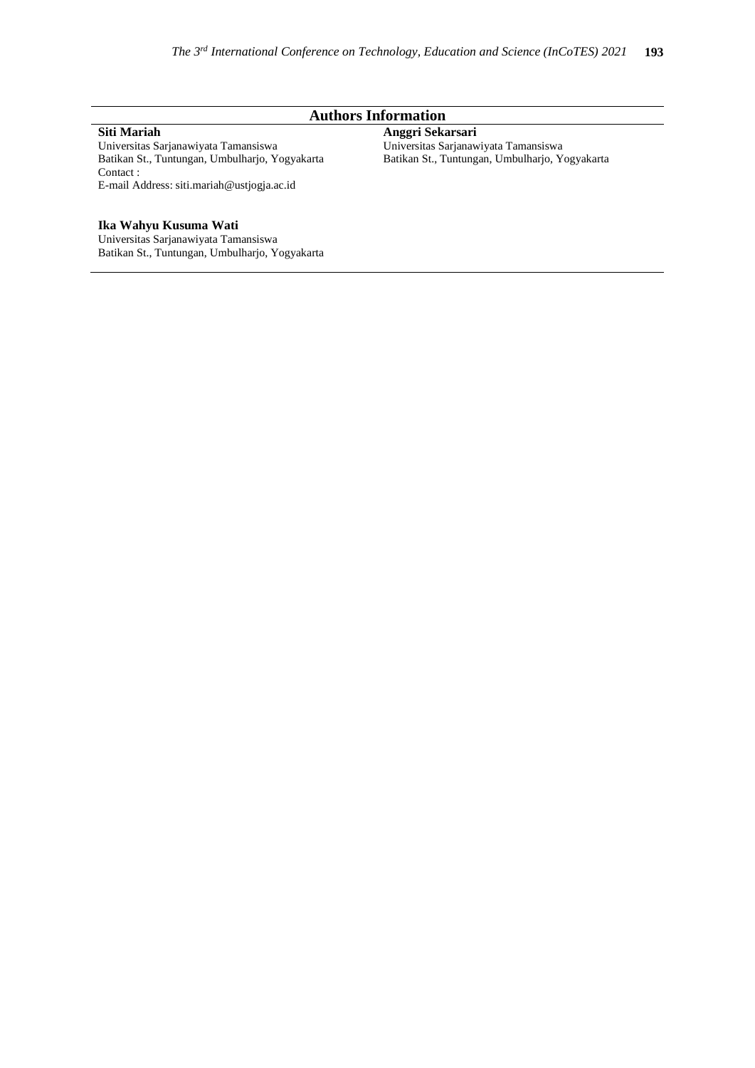## Authors Information

**Siti Mariah**
Universitas Sarjanawiyata Tamansiswa
Batikan St., Tuntungan, Umbulharjo, Yogyakarta
Contact :
E-mail Address: siti.mariah@ustjogja.ac.id

**Anggri Sekarsari**
Universitas Sarjanawiyata Tamansiswa
Batikan St., Tuntungan, Umbulharjo, Yogyakarta

**Ika Wahyu Kusuma Wati**
Universitas Sarjanawiyata Tamansiswa
Batikan St., Tuntungan, Umbulharjo, Yogyakarta